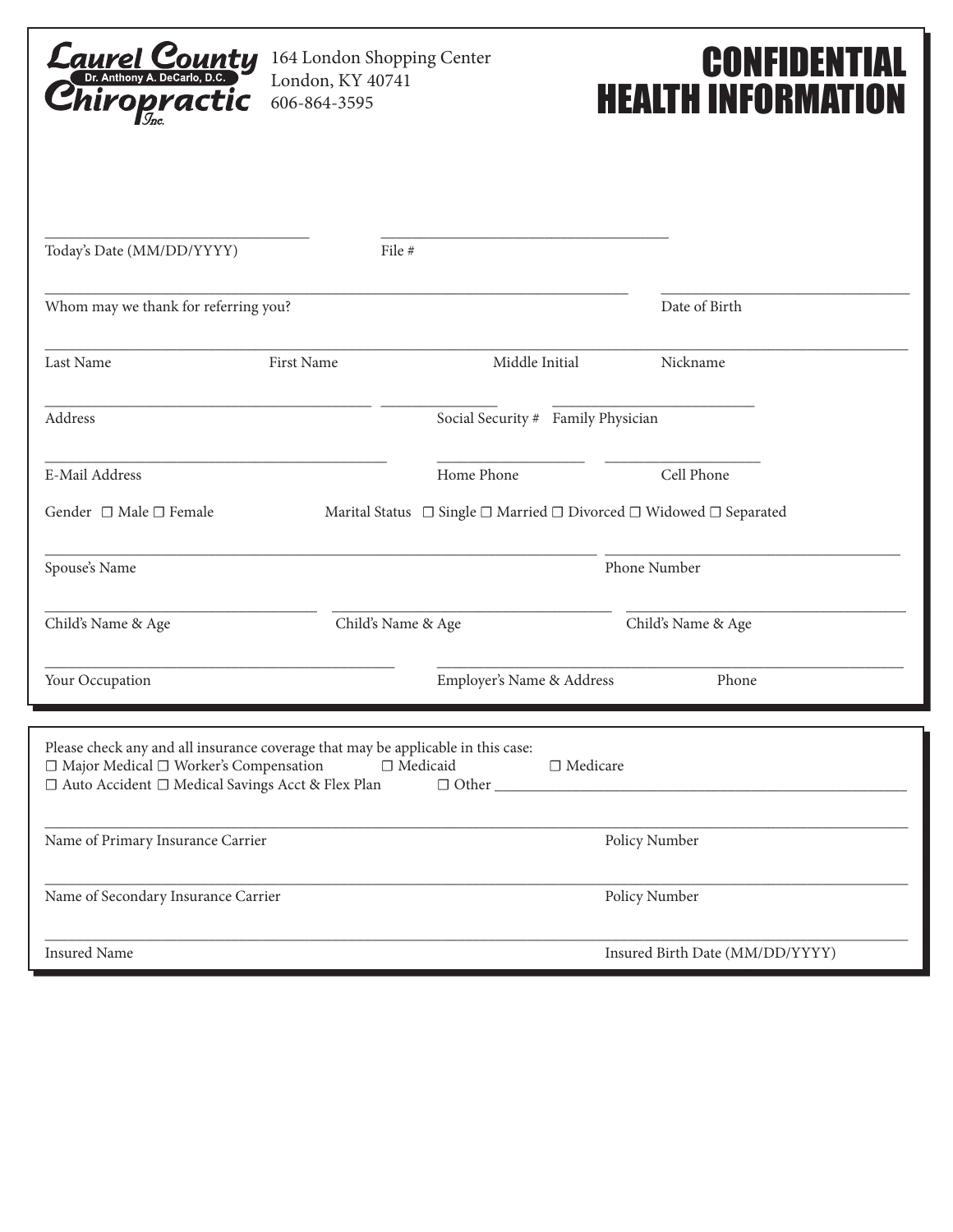**Laurel County Chiropractic Inc.**
Dr. Anthony A. DeCarlo, D.C.

164 London Shopping Center
London, KY 40741
606-864-3595

# CONFIDENTIAL HEALTH INFORMATION

Today's Date (MM/DD/YYYY) ______________________ File # ______________________

Whom may we thank for referring you? ______________________ Date of Birth ______________________

Last Name ______________ First Name ______________ Middle Initial ______ Nickname ______________

Address ______________________ Social Security # ______________ Family Physician ______________

E-Mail Address ______________________ Home Phone ______________ Cell Phone ______________

Gender ☐ Male ☐ Female    Marital Status ☐ Single ☐ Married ☐ Divorced ☐ Widowed ☐ Separated

Spouse's Name ______________________ Phone Number ______________________

Child's Name & Age ______________ Child's Name & Age ______________ Child's Name & Age ______________

Your Occupation ______________________ Employer's Name & Address ______________________ Phone ______________

---

Please check any and all insurance coverage that may be applicable in this case:
☐ Major Medical ☐ Worker's Compensation ☐ Medicaid ☐ Medicare
☐ Auto Accident ☐ Medical Savings Acct & Flex Plan ☐ Other ______________________

Name of Primary Insurance Carrier ______________________ Policy Number ______________________

Name of Secondary Insurance Carrier ______________________ Policy Number ______________________

Insured Name ______________________ Insured Birth Date (MM/DD/YYYY) ______________________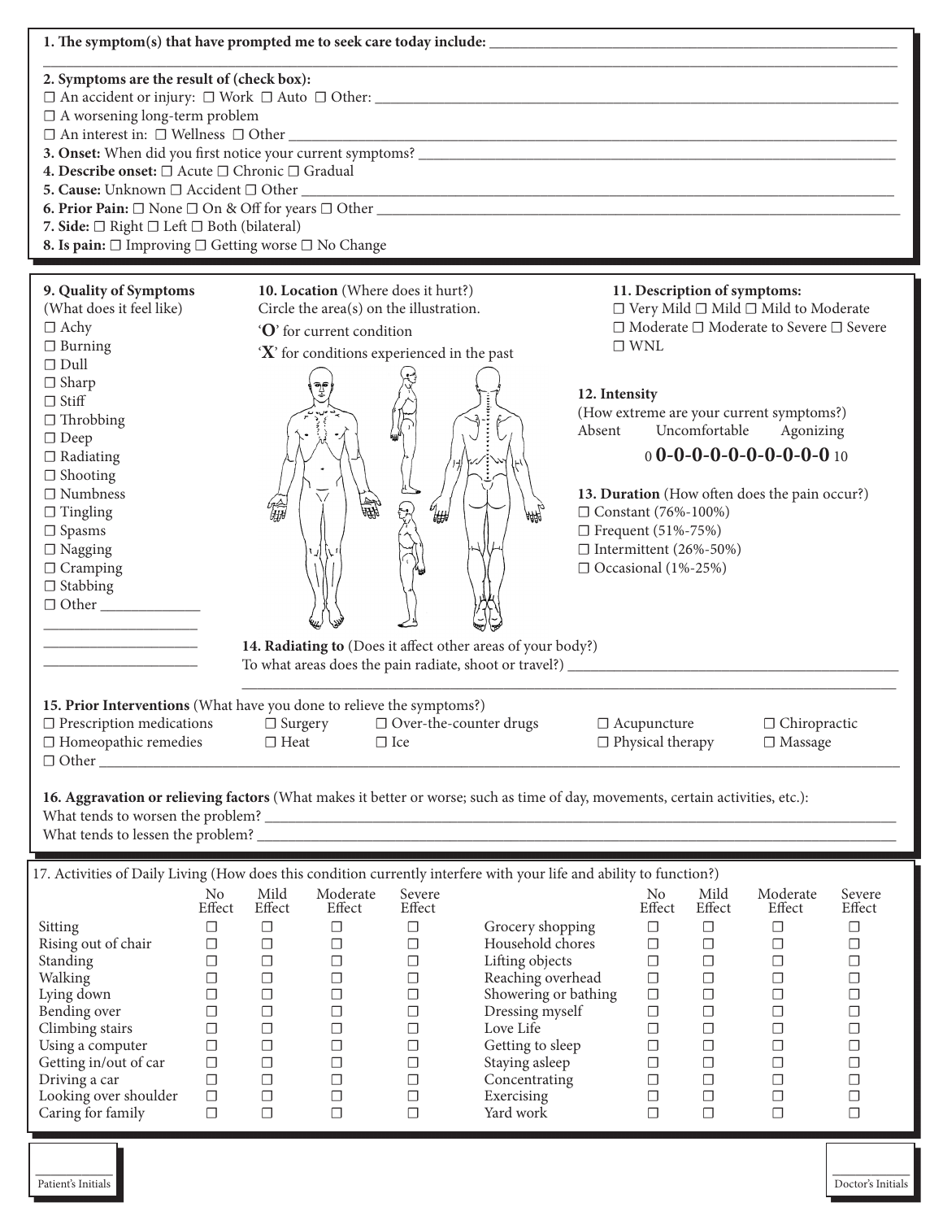**1. The symptom(s) that have prompted me to seek care today include:** ______________________________

______________________________________________________________________

**2. Symptoms are the result of (check box):**

☐ An accident or injury: ☐ Work ☐ Auto ☐ Other: ______________________________

☐ A worsening long-term problem

☐ An interest in: ☐ Wellness ☐ Other ______________________________

**3. Onset:** When did you first notice your current symptoms? ______________________________

**4. Describe onset:** ☐ Acute ☐ Chronic ☐ Gradual

**5. Cause:** Unknown ☐ Accident ☐ Other ______________________________

**6. Prior Pain:** ☐ None ☐ On & Off for years ☐ Other ______________________________

**7. Side:** ☐ Right ☐ Left ☐ Both (bilateral)

**8. Is pain:** ☐ Improving ☐ Getting worse ☐ No Change

---

**9. Quality of Symptoms**
(What does it feel like)

☐ Achy
☐ Burning
☐ Dull
☐ Sharp
☐ Stiff
☐ Throbbing
☐ Deep
☐ Radiating
☐ Shooting
☐ Numbness
☐ Tingling
☐ Spasms
☐ Nagging
☐ Cramping
☐ Stabbing
☐ Other ______________

______________________

______________________

______________________

**10. Location** (Where does it hurt?)
Circle the area(s) on the illustration.

'**O**' for current condition

'**X**' for conditions experienced in the past

**11. Description of symptoms:**

☐ Very Mild ☐ Mild ☐ Mild to Moderate
☐ Moderate ☐ Moderate to Severe ☐ Severe
☐ WNL

**12. Intensity**
(How extreme are your current symptoms?)

Absent Uncomfortable Agonizing

0 **0-0-0-0-0-0-0-0-0-0** 10

**13. Duration** (How often does the pain occur?)

☐ Constant (76%-100%)
☐ Frequent (51%-75%)
☐ Intermittent (26%-50%)
☐ Occasional (1%-25%)

**14. Radiating to** (Does it affect other areas of your body?)
To what areas does the pain radiate, shoot or travel?) ______________________________

______________________________________________________________________

**15. Prior Interventions** (What have you done to relieve the symptoms?)

☐ Prescription medications ☐ Surgery ☐ Over-the-counter drugs ☐ Acupuncture ☐ Chiropractic
☐ Homeopathic remedies ☐ Heat ☐ Ice ☐ Physical therapy ☐ Massage
☐ Other ______________________________

**16. Aggravation or relieving factors** (What makes it better or worse; such as time of day, movements, certain activities, etc.):

What tends to worsen the problem? ______________________________

What tends to lessen the problem? ______________________________

---

17. Activities of Daily Living (How does this condition currently interfere with your life and ability to function?)

| | No Effect | Mild Effect | Moderate Effect | Severe Effect | | No Effect | Mild Effect | Moderate Effect | Severe Effect |
|---|---|---|---|---|---|---|---|---|---|
| Sitting | ☐ | ☐ | ☐ | ☐ | Grocery shopping | ☐ | ☐ | ☐ | ☐ |
| Rising out of chair | ☐ | ☐ | ☐ | ☐ | Household chores | ☐ | ☐ | ☐ | ☐ |
| Standing | ☐ | ☐ | ☐ | ☐ | Lifting objects | ☐ | ☐ | ☐ | ☐ |
| Walking | ☐ | ☐ | ☐ | ☐ | Reaching overhead | ☐ | ☐ | ☐ | ☐ |
| Lying down | ☐ | ☐ | ☐ | ☐ | Showering or bathing | ☐ | ☐ | ☐ | ☐ |
| Bending over | ☐ | ☐ | ☐ | ☐ | Dressing myself | ☐ | ☐ | ☐ | ☐ |
| Climbing stairs | ☐ | ☐ | ☐ | ☐ | Love Life | ☐ | ☐ | ☐ | ☐ |
| Using a computer | ☐ | ☐ | ☐ | ☐ | Getting to sleep | ☐ | ☐ | ☐ | ☐ |
| Getting in/out of car | ☐ | ☐ | ☐ | ☐ | Staying asleep | ☐ | ☐ | ☐ | ☐ |
| Driving a car | ☐ | ☐ | ☐ | ☐ | Concentrating | ☐ | ☐ | ☐ | ☐ |
| Looking over shoulder | ☐ | ☐ | ☐ | ☐ | Exercising | ☐ | ☐ | ☐ | ☐ |
| Caring for family | ☐ | ☐ | ☐ | ☐ | Yard work | ☐ | ☐ | ☐ | ☐ |

__________ Patient's Initials

__________ Doctor's Initials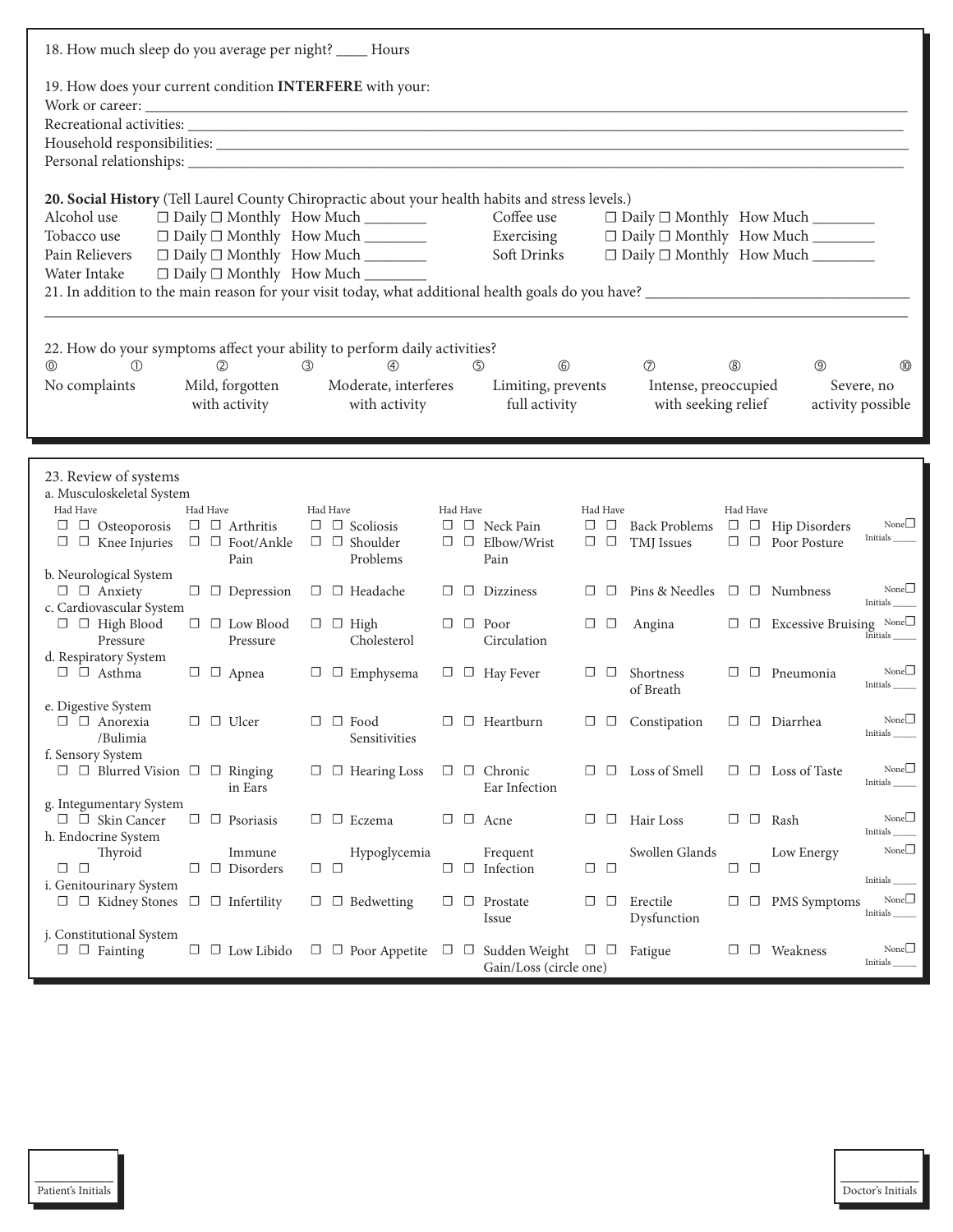18. How much sleep do you average per night? ____ Hours

19. How does your current condition **INTERFERE** with your:

Work or career: ______________________________

Recreational activities: ______________________________

Household responsibilities: ______________________________

Personal relationships: ______________________________

**20. Social History** (Tell Laurel County Chiropractic about your health habits and stress levels.)

| | | | | |
|---|---|---|---|---|
| Alcohol use | ☐ Daily ☐ Monthly How Much ________ | | Coffee use | ☐ Daily ☐ Monthly How Much ________ |
| Tobacco use | ☐ Daily ☐ Monthly How Much ________ | | Exercising | ☐ Daily ☐ Monthly How Much ________ |
| Pain Relievers | ☐ Daily ☐ Monthly How Much ________ | | Soft Drinks | ☐ Daily ☐ Monthly How Much ________ |
| Water Intake | ☐ Daily ☐ Monthly How Much ________ | | | |

21. In addition to the main reason for your visit today, what additional health goals do you have? ______________________________

22. How do your symptoms affect your ability to perform daily activities?

⓪ ① ② ③ ④ ⑤ ⑥ ⑦ ⑧ ⑨ ⑩

| 0 | 2 | 4 | 6 | 8 | 10 |
|---|---|---|---|---|---|
| No complaints | Mild, forgotten with activity | Moderate, interferes with activity | Limiting, prevents full activity | Intense, preoccupied with seeking relief | Severe, no activity possible |

23. Review of systems

a. Musculoskeletal System

| Had | Have | | Had | Have | | Had | Have | | Had | Have | | Had | Have | | Had | Have | | |
|---|---|---|---|---|---|---|---|---|---|---|---|---|---|---|---|---|---|---|
| ☐ | ☐ | Osteoporosis | ☐ | ☐ | Arthritis | ☐ | ☐ | Scoliosis | ☐ | ☐ | Neck Pain | ☐ | ☐ | Back Problems | ☐ | ☐ | Hip Disorders | None☐ |
| ☐ | ☐ | Knee Injuries | ☐ | ☐ | Foot/Ankle Pain | ☐ | ☐ | Shoulder Problems | ☐ | ☐ | Elbow/Wrist Pain | ☐ | ☐ | TMJ Issues | ☐ | ☐ | Poor Posture | Initials _____ |

b. Neurological System

| | | | | | | | | | | | | | | | | | | |
|---|---|---|---|---|---|---|---|---|---|---|---|---|---|---|---|---|---|---|
| ☐ | ☐ | Anxiety | ☐ | ☐ | Depression | ☐ | ☐ | Headache | ☐ | ☐ | Dizziness | ☐ | ☐ | Pins & Needles | ☐ | ☐ | Numbness | None☐ Initials _____ |

c. Cardiovascular System

| | | | | | | | | | | | | | | | | | | |
|---|---|---|---|---|---|---|---|---|---|---|---|---|---|---|---|---|---|---|
| ☐ | ☐ | High Blood Pressure | ☐ | ☐ | Low Blood Pressure | ☐ | ☐ | High Cholesterol | ☐ | ☐ | Poor Circulation | ☐ | ☐ | Angina | ☐ | ☐ | Excessive Bruising | None☐ Initials _____ |

d. Respiratory System

| | | | | | | | | | | | | | | | | | | |
|---|---|---|---|---|---|---|---|---|---|---|---|---|---|---|---|---|---|---|
| ☐ | ☐ | Asthma | ☐ | ☐ | Apnea | ☐ | ☐ | Emphysema | ☐ | ☐ | Hay Fever | ☐ | ☐ | Shortness of Breath | ☐ | ☐ | Pneumonia | None☐ Initials _____ |

e. Digestive System

| | | | | | | | | | | | | | | | | | | |
|---|---|---|---|---|---|---|---|---|---|---|---|---|---|---|---|---|---|---|
| ☐ | ☐ | Anorexia /Bulimia | ☐ | ☐ | Ulcer | ☐ | ☐ | Food Sensitivities | ☐ | ☐ | Heartburn | ☐ | ☐ | Constipation | ☐ | ☐ | Diarrhea | None☐ Initials _____ |

f. Sensory System

| | | | | | | | | | | | | | | | | | | |
|---|---|---|---|---|---|---|---|---|---|---|---|---|---|---|---|---|---|---|
| ☐ | ☐ | Blurred Vision | ☐ | ☐ | Ringing in Ears | ☐ | ☐ | Hearing Loss | ☐ | ☐ | Chronic Ear Infection | ☐ | ☐ | Loss of Smell | ☐ | ☐ | Loss of Taste | None☐ Initials _____ |

g. Integumentary System

| | | | | | | | | | | | | | | | | | | |
|---|---|---|---|---|---|---|---|---|---|---|---|---|---|---|---|---|---|---|
| ☐ | ☐ | Skin Cancer | ☐ | ☐ | Psoriasis | ☐ | ☐ | Eczema | ☐ | ☐ | Acne | ☐ | ☐ | Hair Loss | ☐ | ☐ | Rash | None☐ Initials _____ |

h. Endocrine System

| | | | | | | | | | | | | | | | | | | |
|---|---|---|---|---|---|---|---|---|---|---|---|---|---|---|---|---|---|---|
| ☐ | ☐ | Thyroid | ☐ | ☐ | Immune Disorders | ☐ | ☐ | Hypoglycemia | ☐ | ☐ | Frequent Infection | ☐ | ☐ | Swollen Glands | ☐ | ☐ | Low Energy | None☐ Initials _____ |

i. Genitourinary System

| | | | | | | | | | | | | | | | | | | |
|---|---|---|---|---|---|---|---|---|---|---|---|---|---|---|---|---|---|---|
| ☐ | ☐ | Kidney Stones | ☐ | ☐ | Infertility | ☐ | ☐ | Bedwetting | ☐ | ☐ | Prostate Issue | ☐ | ☐ | Erectile Dysfunction | ☐ | ☐ | PMS Symptoms | None☐ Initials _____ |

j. Constitutional System

| | | | | | | | | | | | | | | | | | | |
|---|---|---|---|---|---|---|---|---|---|---|---|---|---|---|---|---|---|---|
| ☐ | ☐ | Fainting | ☐ | ☐ | Low Libido | ☐ | ☐ | Poor Appetite | ☐ | ☐ | Sudden Weight Gain/Loss (circle one) | ☐ | ☐ | Fatigue | ☐ | ☐ | Weakness | None☐ Initials _____ |

__________ Patient's Initials

__________ Doctor's Initials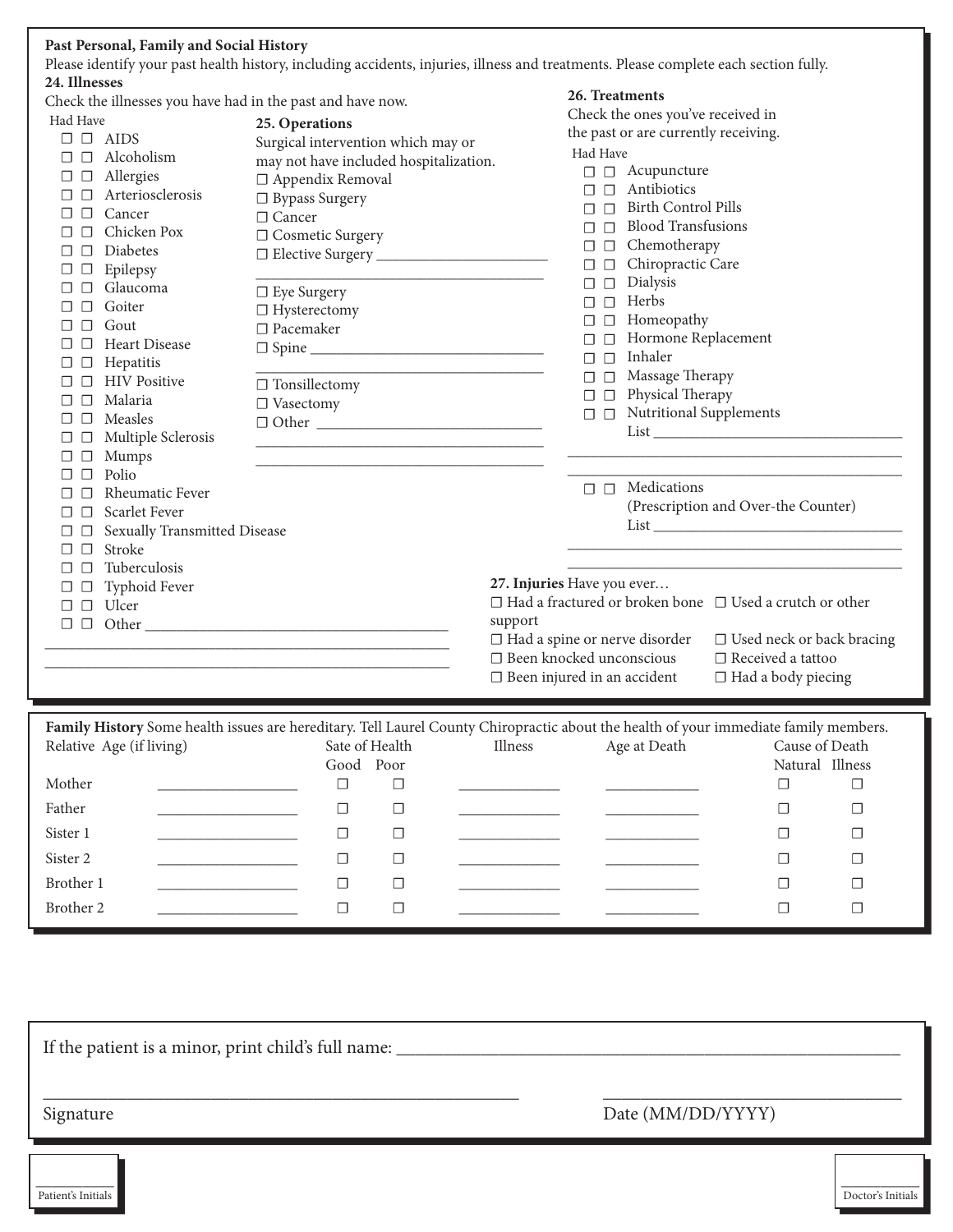**Past Personal, Family and Social History**

Please identify your past health history, including accidents, injuries, illness and treatments. Please complete each section fully.

**24. Illnesses**

Check the illnesses you have had in the past and have now.

| Had | Have | Illness |
|---|---|---|
| ☐ | ☐ | AIDS |
| ☐ | ☐ | Alcoholism |
| ☐ | ☐ | Allergies |
| ☐ | ☐ | Arteriosclerosis |
| ☐ | ☐ | Cancer |
| ☐ | ☐ | Chicken Pox |
| ☐ | ☐ | Diabetes |
| ☐ | ☐ | Epilepsy |
| ☐ | ☐ | Glaucoma |
| ☐ | ☐ | Goiter |
| ☐ | ☐ | Gout |
| ☐ | ☐ | Heart Disease |
| ☐ | ☐ | Hepatitis |
| ☐ | ☐ | HIV Positive |
| ☐ | ☐ | Malaria |
| ☐ | ☐ | Measles |
| ☐ | ☐ | Multiple Sclerosis |
| ☐ | ☐ | Mumps |
| ☐ | ☐ | Polio |
| ☐ | ☐ | Rheumatic Fever |
| ☐ | ☐ | Scarlet Fever |
| ☐ | ☐ | Sexually Transmitted Disease |
| ☐ | ☐ | Stroke |
| ☐ | ☐ | Tuberculosis |
| ☐ | ☐ | Typhoid Fever |
| ☐ | ☐ | Ulcer |
| ☐ | ☐ | Other ______________________ |

______________________________________________

______________________________________________

**25. Operations**

Surgical intervention which may or may not have included hospitalization.

- ☐ Appendix Removal
- ☐ Bypass Surgery
- ☐ Cancer
- ☐ Cosmetic Surgery
- ☐ Elective Surgery ______________________
- ☐ Eye Surgery
- ☐ Hysterectomy
- ☐ Pacemaker
- ☐ Spine ______________________
- ☐ Tonsillectomy
- ☐ Vasectomy
- ☐ Other ______________________

______________________________________________

**26. Treatments**

Check the ones you've received in the past or are currently receiving.

| Had | Have | Treatment |
|---|---|---|
| ☐ | ☐ | Acupuncture |
| ☐ | ☐ | Antibiotics |
| ☐ | ☐ | Birth Control Pills |
| ☐ | ☐ | Blood Transfusions |
| ☐ | ☐ | Chemotherapy |
| ☐ | ☐ | Chiropractic Care |
| ☐ | ☐ | Dialysis |
| ☐ | ☐ | Herbs |
| ☐ | ☐ | Homeopathy |
| ☐ | ☐ | Hormone Replacement |
| ☐ | ☐ | Inhaler |
| ☐ | ☐ | Massage Therapy |
| ☐ | ☐ | Physical Therapy |
| ☐ | ☐ | Nutritional Supplements<br>List ______________________ |
| ☐ | ☐ | Medications<br>(Prescription and Over-the Counter)<br>List ______________________ |

______________________________________________

**27. Injuries** Have you ever…

- ☐ Had a fractured or broken bone
- ☐ Used a crutch or other support
- ☐ Had a spine or nerve disorder
- ☐ Used neck or back bracing
- ☐ Been knocked unconscious
- ☐ Received a tattoo
- ☐ Been injured in an accident
- ☐ Had a body piecing

**Family History** Some health issues are hereditary. Tell Laurel County Chiropractic about the health of your immediate family members.

| Relative | Age (if living) | Sate of Health: Good | Sate of Health: Poor | Illness | Age at Death | Cause of Death: Natural | Cause of Death: Illness |
|---|---|---|---|---|---|---|---|
| Mother | ________ | ☐ | ☐ | ________ | ________ | ☐ | ☐ |
| Father | ________ | ☐ | ☐ | ________ | ________ | ☐ | ☐ |
| Sister 1 | ________ | ☐ | ☐ | ________ | ________ | ☐ | ☐ |
| Sister 2 | ________ | ☐ | ☐ | ________ | ________ | ☐ | ☐ |
| Brother 1 | ________ | ☐ | ☐ | ________ | ________ | ☐ | ☐ |
| Brother 2 | ________ | ☐ | ☐ | ________ | ________ | ☐ | ☐ |

If the patient is a minor, print child's full name: ______________________________

______________________________ Signature

______________________________ Date (MM/DD/YYYY)

________ Patient's Initials

________ Doctor's Initials